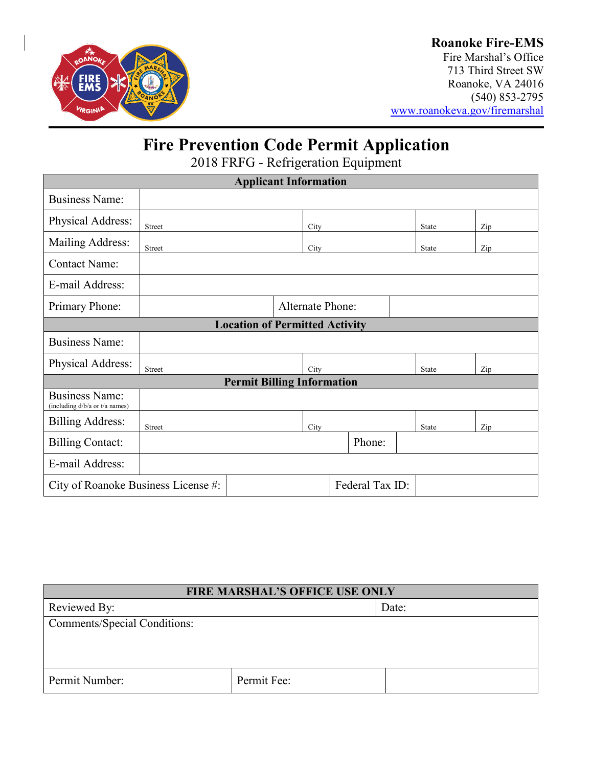**Roanoke Fire-EMS**
Fire Marshal's Office
713 Third Street SW
Roanoke, VA 24016
(540) 853-2795
www.roanokeva.gov/firemarshal

# Fire Prevention Code Permit Application

2018 FRFG - Refrigeration Equipment

| **Applicant Information** | | | | |
|---|---|---|---|---|
| Business Name: | | | | |
| Physical Address: | Street | City | State | Zip |
| Mailing Address: | Street | City | State | Zip |
| Contact Name: | | | | |
| E-mail Address: | | | | |
| Primary Phone: | | Alternate Phone: | | |
| **Location of Permitted Activity** | | | | |
| Business Name: | | | | |
| Physical Address: | Street | City | State | Zip |
| **Permit Billing Information** | | | | |
| Business Name: (including d/b/a or t/a names) | | | | |
| Billing Address: | Street | City | State | Zip |
| Billing Contact: | | Phone: | | |
| E-mail Address: | | | | |
| City of Roanoke Business License #: | | Federal Tax ID: | | |

| **FIRE MARSHAL'S OFFICE USE ONLY** | | |
|---|---|---|
| Reviewed By: | | Date: |
| Comments/Special Conditions: | | |
| Permit Number: | Permit Fee: | |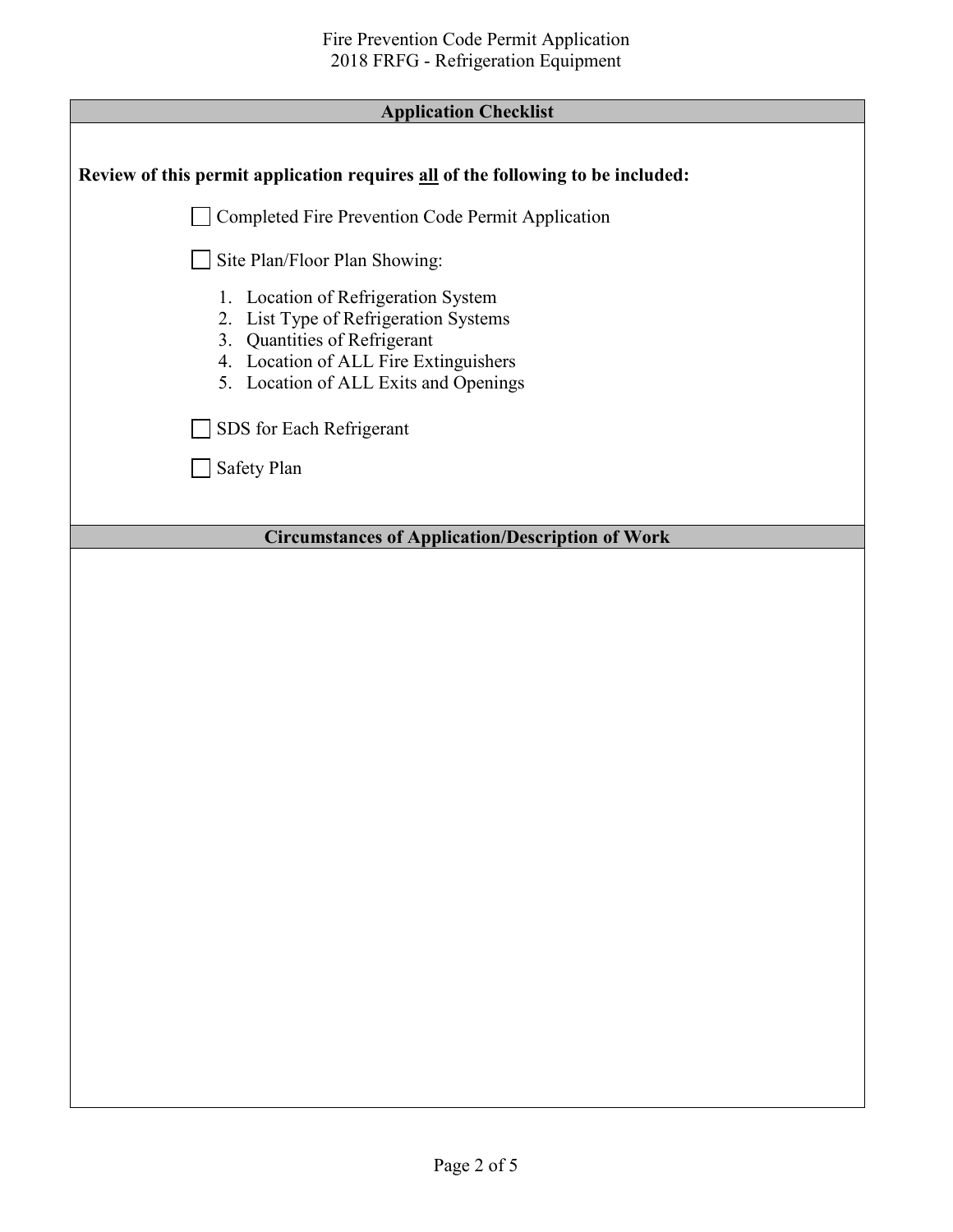## Application Checklist

**Review of this permit application requires all of the following to be included:**

- [ ] Completed Fire Prevention Code Permit Application
- [ ] Site Plan/Floor Plan Showing:
    1. Location of Refrigeration System
    2. List Type of Refrigeration Systems
    3. Quantities of Refrigerant
    4. Location of ALL Fire Extinguishers
    5. Location of ALL Exits and Openings
- [ ] SDS for Each Refrigerant
- [ ] Safety Plan

## Circumstances of Application/Description of Work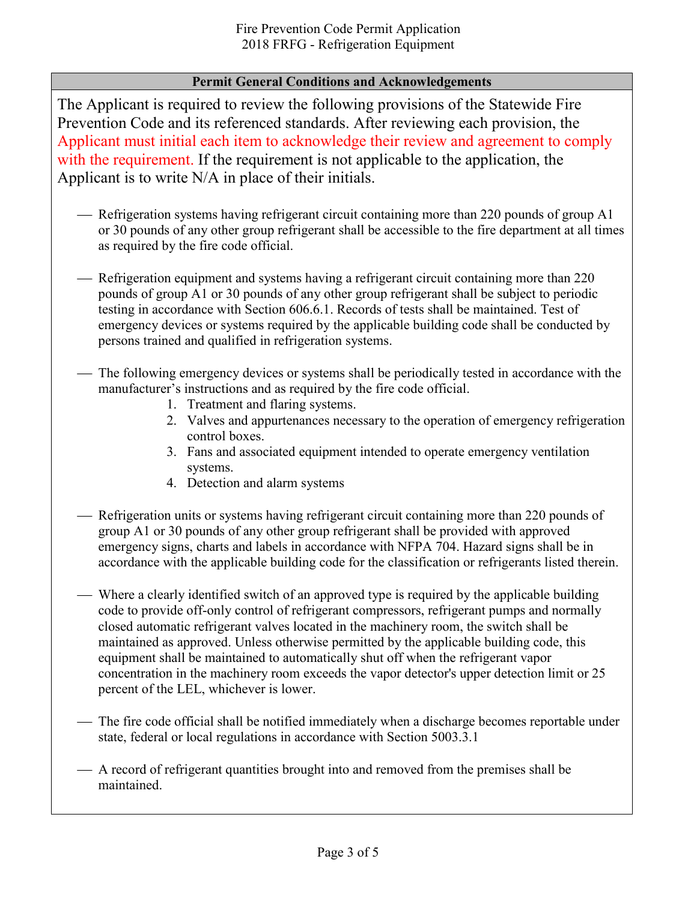Fire Prevention Code Permit Application
2018 FRFG - Refrigeration Equipment

## Permit General Conditions and Acknowledgements

The Applicant is required to review the following provisions of the Statewide Fire Prevention Code and its referenced standards. After reviewing each provision, the Applicant must initial each item to acknowledge their review and agreement to comply with the requirement. If the requirement is not applicable to the application, the Applicant is to write N/A in place of their initials.

____ Refrigeration systems having refrigerant circuit containing more than 220 pounds of group A1 or 30 pounds of any other group refrigerant shall be accessible to the fire department at all times as required by the fire code official.

____ Refrigeration equipment and systems having a refrigerant circuit containing more than 220 pounds of group A1 or 30 pounds of any other group refrigerant shall be subject to periodic testing in accordance with Section 606.6.1. Records of tests shall be maintained. Test of emergency devices or systems required by the applicable building code shall be conducted by persons trained and qualified in refrigeration systems.

____ The following emergency devices or systems shall be periodically tested in accordance with the manufacturer's instructions and as required by the fire code official.

1. Treatment and flaring systems.
2. Valves and appurtenances necessary to the operation of emergency refrigeration control boxes.
3. Fans and associated equipment intended to operate emergency ventilation systems.
4. Detection and alarm systems

____ Refrigeration units or systems having refrigerant circuit containing more than 220 pounds of group A1 or 30 pounds of any other group refrigerant shall be provided with approved emergency signs, charts and labels in accordance with NFPA 704. Hazard signs shall be in accordance with the applicable building code for the classification or refrigerants listed therein.

____ Where a clearly identified switch of an approved type is required by the applicable building code to provide off-only control of refrigerant compressors, refrigerant pumps and normally closed automatic refrigerant valves located in the machinery room, the switch shall be maintained as approved. Unless otherwise permitted by the applicable building code, this equipment shall be maintained to automatically shut off when the refrigerant vapor concentration in the machinery room exceeds the vapor detector's upper detection limit or 25 percent of the LEL, whichever is lower.

____ The fire code official shall be notified immediately when a discharge becomes reportable under state, federal or local regulations in accordance with Section 5003.3.1

____ A record of refrigerant quantities brought into and removed from the premises shall be maintained.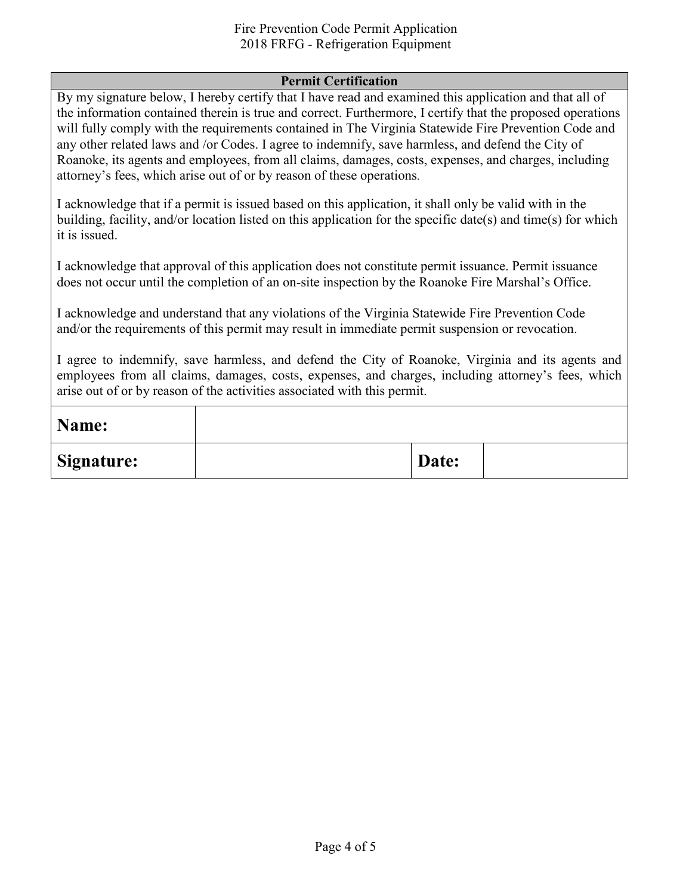## Permit Certification

By my signature below, I hereby certify that I have read and examined this application and that all of the information contained therein is true and correct. Furthermore, I certify that the proposed operations will fully comply with the requirements contained in The Virginia Statewide Fire Prevention Code and any other related laws and /or Codes. I agree to indemnify, save harmless, and defend the City of Roanoke, its agents and employees, from all claims, damages, costs, expenses, and charges, including attorney's fees, which arise out of or by reason of these operations.

I acknowledge that if a permit is issued based on this application, it shall only be valid with in the building, facility, and/or location listed on this application for the specific date(s) and time(s) for which it is issued.

I acknowledge that approval of this application does not constitute permit issuance. Permit issuance does not occur until the completion of an on-site inspection by the Roanoke Fire Marshal's Office.

I acknowledge and understand that any violations of the Virginia Statewide Fire Prevention Code and/or the requirements of this permit may result in immediate permit suspension or revocation.

I agree to indemnify, save harmless, and defend the City of Roanoke, Virginia and its agents and employees from all claims, damages, costs, expenses, and charges, including attorney's fees, which arise out of or by reason of the activities associated with this permit.

| **Name:** | | | |
|---|---|---|---|
| **Signature:** | | **Date:** | |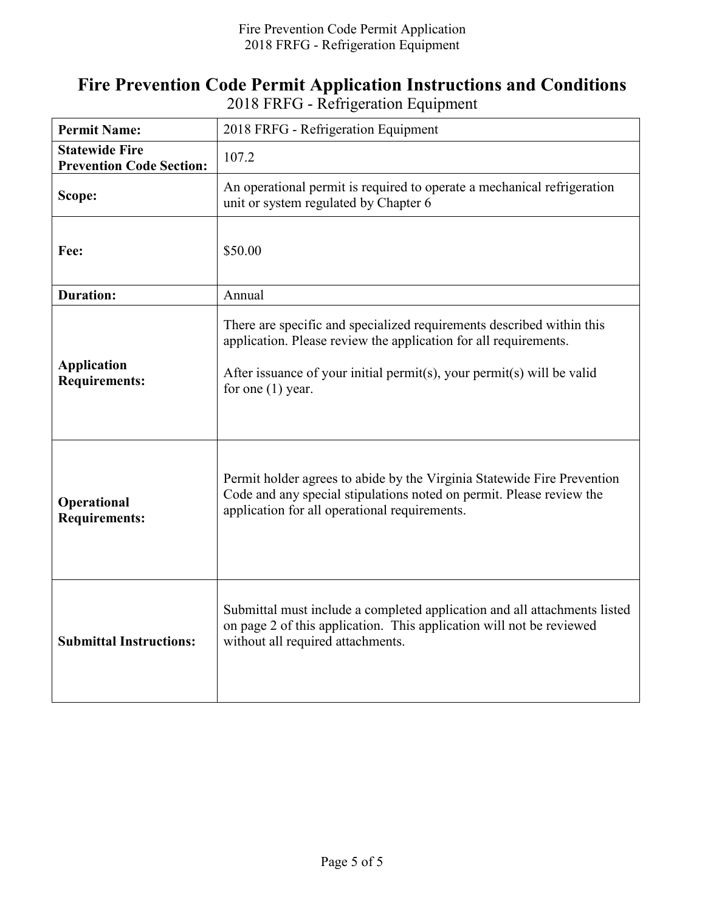# Fire Prevention Code Permit Application Instructions and Conditions

2018 FRFG - Refrigeration Equipment

| | |
|---|---|
| **Permit Name:** | 2018 FRFG - Refrigeration Equipment |
| **Statewide Fire Prevention Code Section:** | 107.2 |
| **Scope:** | An operational permit is required to operate a mechanical refrigeration unit or system regulated by Chapter 6 |
| **Fee:** | $50.00 |
| **Duration:** | Annual |
| **Application Requirements:** | There are specific and specialized requirements described within this application. Please review the application for all requirements.<br><br>After issuance of your initial permit(s), your permit(s) will be valid for one (1) year. |
| **Operational Requirements:** | Permit holder agrees to abide by the Virginia Statewide Fire Prevention Code and any special stipulations noted on permit. Please review the application for all operational requirements. |
| **Submittal Instructions:** | Submittal must include a completed application and all attachments listed on page 2 of this application. This application will not be reviewed without all required attachments. |